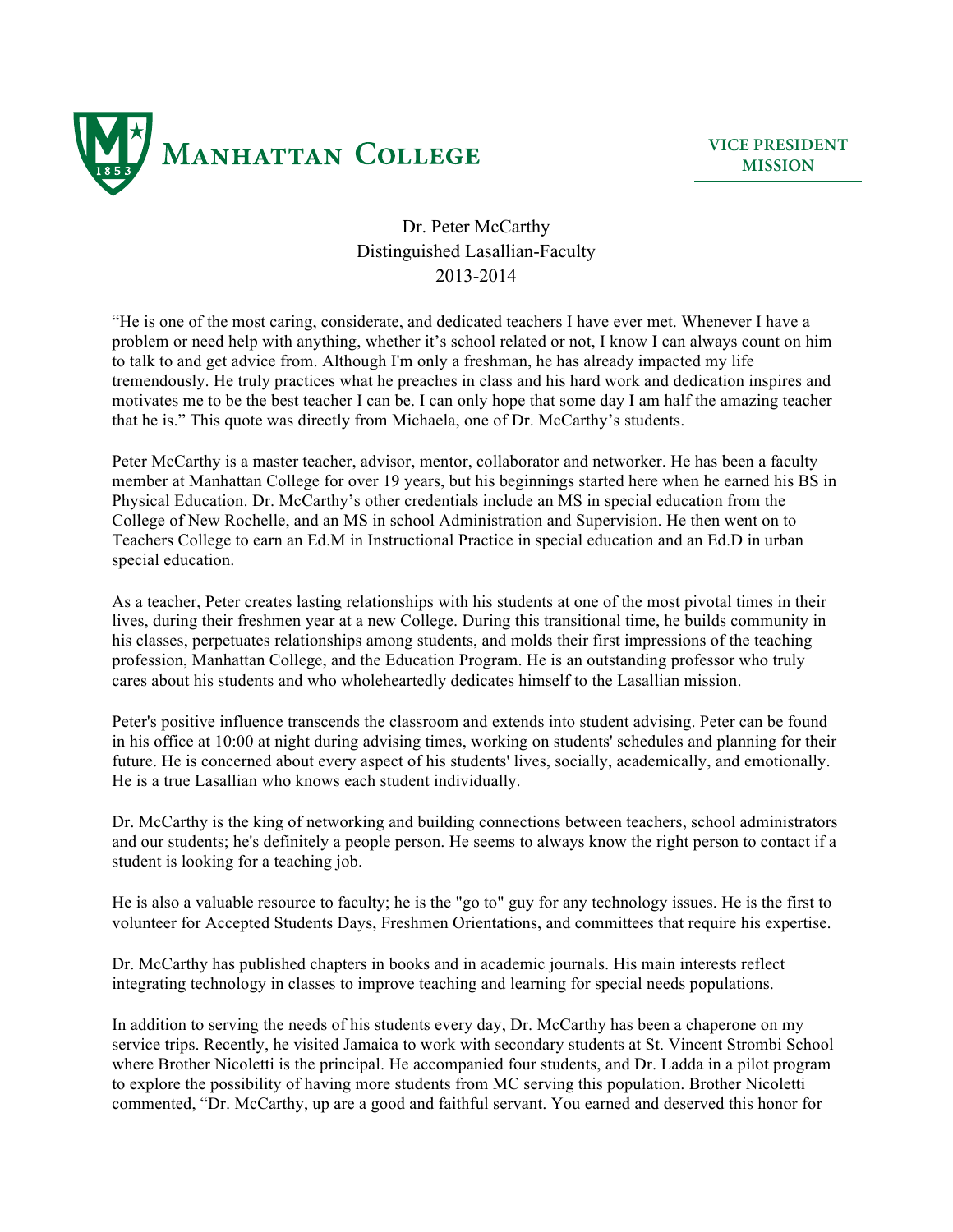MANHATTAN COLLEGE

VICE PRESIDENT MISSION

Dr. Peter McCarthy
Distinguished Lasallian-Faculty
2013-2014

"He is one of the most caring, considerate, and dedicated teachers I have ever met. Whenever I have a problem or need help with anything, whether it's school related or not, I know I can always count on him to talk to and get advice from. Although I'm only a freshman, he has already impacted my life tremendously. He truly practices what he preaches in class and his hard work and dedication inspires and motivates me to be the best teacher I can be. I can only hope that some day I am half the amazing teacher that he is." This quote was directly from Michaela, one of Dr. McCarthy's students.

Peter McCarthy is a master teacher, advisor, mentor, collaborator and networker. He has been a faculty member at Manhattan College for over 19 years, but his beginnings started here when he earned his BS in Physical Education. Dr. McCarthy's other credentials include an MS in special education from the College of New Rochelle, and an MS in school Administration and Supervision. He then went on to Teachers College to earn an Ed.M in Instructional Practice in special education and an Ed.D in urban special education.

As a teacher, Peter creates lasting relationships with his students at one of the most pivotal times in their lives, during their freshmen year at a new College. During this transitional time, he builds community in his classes, perpetuates relationships among students, and molds their first impressions of the teaching profession, Manhattan College, and the Education Program. He is an outstanding professor who truly cares about his students and who wholeheartedly dedicates himself to the Lasallian mission.

Peter's positive influence transcends the classroom and extends into student advising. Peter can be found in his office at 10:00 at night during advising times, working on students' schedules and planning for their future. He is concerned about every aspect of his students' lives, socially, academically, and emotionally. He is a true Lasallian who knows each student individually.

Dr. McCarthy is the king of networking and building connections between teachers, school administrators and our students; he's definitely a people person. He seems to always know the right person to contact if a student is looking for a teaching job.

He is also a valuable resource to faculty; he is the "go to" guy for any technology issues. He is the first to volunteer for Accepted Students Days, Freshmen Orientations, and committees that require his expertise.

Dr. McCarthy has published chapters in books and in academic journals. His main interests reflect integrating technology in classes to improve teaching and learning for special needs populations.

In addition to serving the needs of his students every day, Dr. McCarthy has been a chaperone on my service trips. Recently, he visited Jamaica to work with secondary students at St. Vincent Strombi School where Brother Nicoletti is the principal. He accompanied four students, and Dr. Ladda in a pilot program to explore the possibility of having more students from MC serving this population. Brother Nicoletti commented, "Dr. McCarthy, up are a good and faithful servant. You earned and deserved this honor for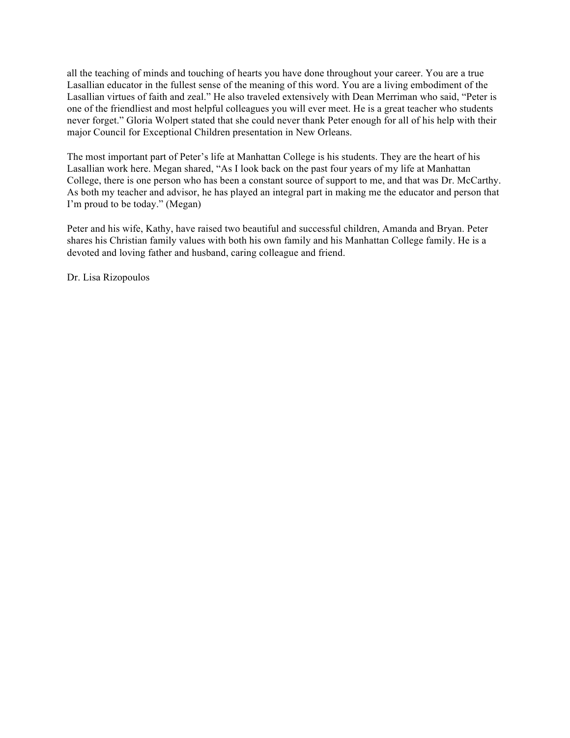all the teaching of minds and touching of hearts you have done throughout your career. You are a true Lasallian educator in the fullest sense of the meaning of this word. You are a living embodiment of the Lasallian virtues of faith and zeal." He also traveled extensively with Dean Merriman who said, "Peter is one of the friendliest and most helpful colleagues you will ever meet. He is a great teacher who students never forget." Gloria Wolpert stated that she could never thank Peter enough for all of his help with their major Council for Exceptional Children presentation in New Orleans.

The most important part of Peter's life at Manhattan College is his students. They are the heart of his Lasallian work here. Megan shared, "As I look back on the past four years of my life at Manhattan College, there is one person who has been a constant source of support to me, and that was Dr. McCarthy. As both my teacher and advisor, he has played an integral part in making me the educator and person that I'm proud to be today." (Megan)

Peter and his wife, Kathy, have raised two beautiful and successful children, Amanda and Bryan. Peter shares his Christian family values with both his own family and his Manhattan College family. He is a devoted and loving father and husband, caring colleague and friend.

Dr. Lisa Rizopoulos